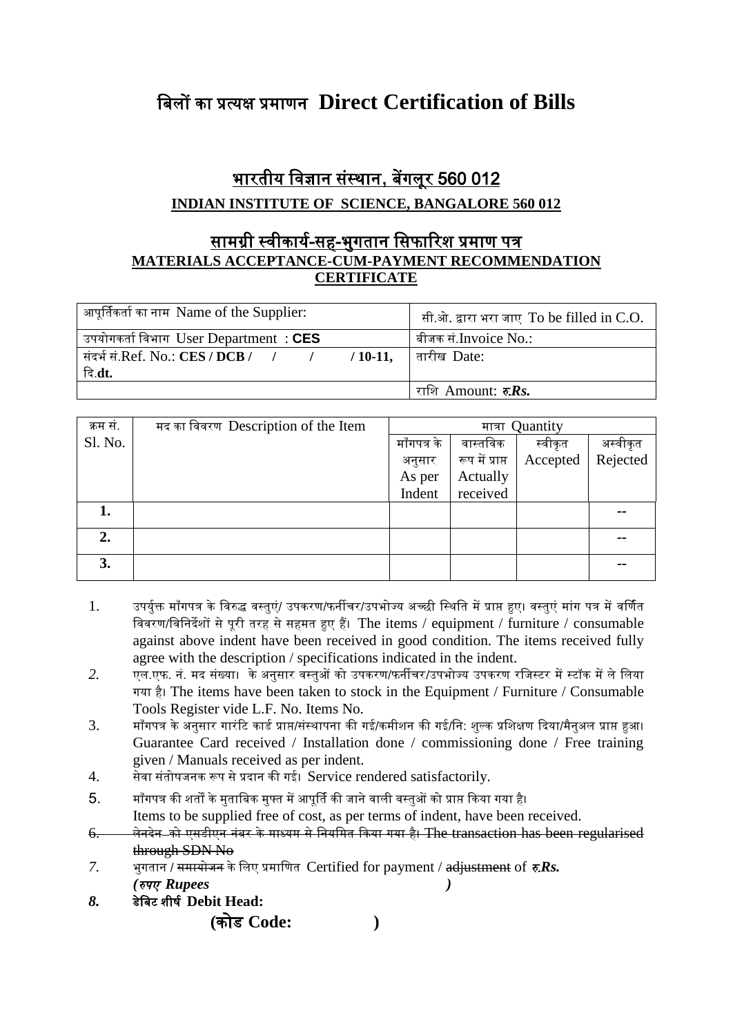# बिलों का प्रत्यक्ष प्रमाणन Direct Certification of Bills

## भारतीय विज्ञान संस्थान, बेंगलूर 560 012

**INDIAN INSTITUTE OF SCIENCE, BANGALORE 560 012**

## सामग्री स्वीकार्य-सह-भुगतान सिफारिश प्रमाण पत्र

**MATERIALS ACCEPTANCE-CUM-PAYMENT RECOMMENDATION CERTIFICATE**

| आपूर्तिकर्ता का नाम Name of the Supplier: | सी.ओ. द्वारा भरा जाए To be filled in C.O. |
|---|---|
| उपयोगकर्ता विभाग User Department : **CES** | बीजक सं.Invoice No.: |
| संदर्भ सं.Ref. No.: **CES / DCB / / / / 10-11,** दि.**dt.** | तारीख Date: |
| | राशि Amount: ***रु.Rs.*** |

| क्रम सं. Sl. No. | मद का विवरण Description of the Item | मात्रा Quantity | | | |
|---|---|---|---|---|---|
| | | माँगपत्र के अनुसार As per Indent | वास्तविक रूप में प्राप्त Actually received | स्वीकृत Accepted | अस्वीकृत Rejected |
| **1.** | | | | | -- |
| **2.** | | | | | -- |
| **3.** | | | | | -- |

1. उपर्युक्त माँगपत्र के विरुद्ध वस्तुएं/ उपकरण/फर्नीचर/उपभोज्य अच्छी स्थिति में प्राप्त हुए। वस्तुएं मांग पत्र में वर्णित विवरण/विनिर्देशों से पूरी तरह से सहमत हुए हैं। The items / equipment / furniture / consumable against above indent have been received in good condition. The items received fully agree with the description / specifications indicated in the indent.
2. एल.एफ. नं. मद संख्या। के अनुसार वस्तुओं को उपकरण/फर्नीचर/उपभोज्य उपकरण रजिस्टर में स्टॉक में ले लिया गया है। The items have been taken to stock in the Equipment / Furniture / Consumable Tools Register vide L.F. No. Items No.
3. माँगपत्र के अनुसार गारंटि कार्ड प्राप्त/संस्थापना की गई/कमीशन की गई/नि: शुल्क प्रशिक्षण दिया/मैनुअल प्राप्त हुआ। Guarantee Card received / Installation done / commissioning done / Free training given / Manuals received as per indent.
4. सेवा संतोषजनक रूप से प्रदान की गई। Service rendered satisfactorily.
5. माँगपत्र की शर्तों के मुताबिक मुफ्त में आपूर्ति की जाने वाली वस्तुओं को प्राप्त किया गया है। Items to be supplied free of cost, as per terms of indent, have been received.
6. ~~लेनदेन को एसडीएन नंबर के माध्यम से नियमित किया गया है। The transaction has been regularised through SDN No~~
7. भुगतान / ~~समायोजन~~ के लिए प्रमाणित Certified for payment / ~~adjustment~~ of ***रु.Rs.*** ***(रुपए Rupees )***
8. **डेबिट शीर्ष Debit Head:**

   **(कोड Code: )**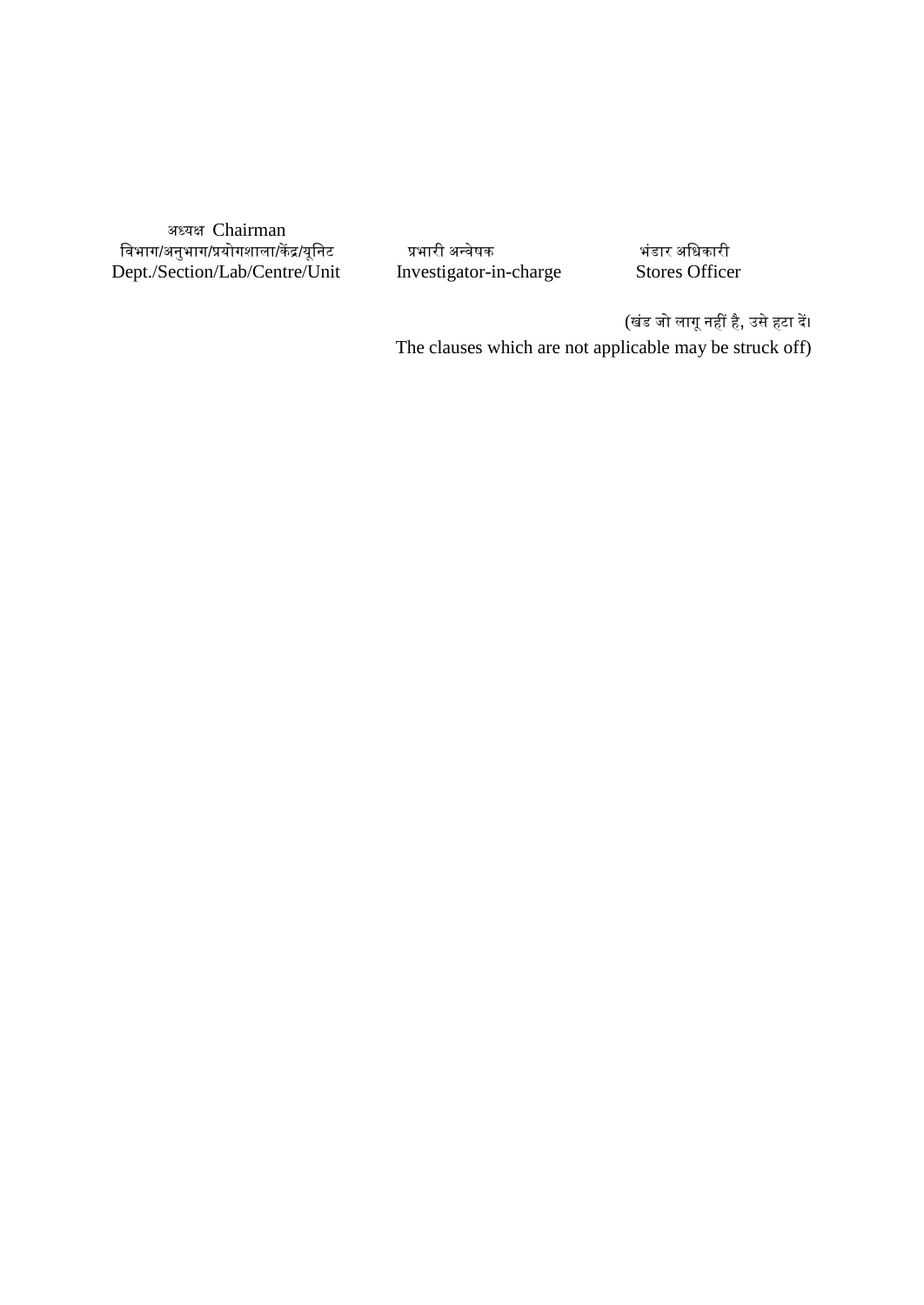| | | |
|---|---|---|
| अध्यक्ष Chairman<br>विभाग/अनुभाग/प्रयोगशाला/केंद्र/यूनिट<br>Dept./Section/Lab/Centre/Unit | प्रभारी अन्वेषक<br>Investigator-in-charge | भंडार अधिकारी<br>Stores Officer |

(खंड जो लागू नहीं है, उसे हटा दें।
The clauses which are not applicable may be struck off)